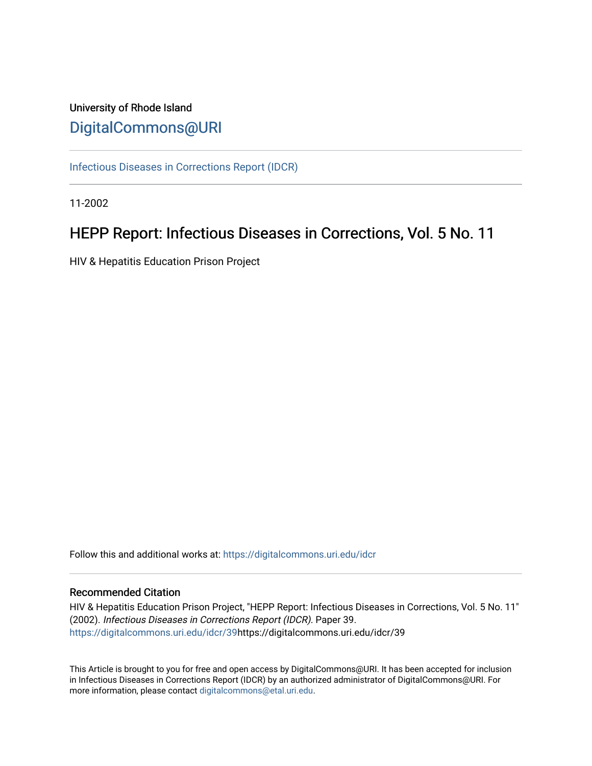University of Rhode Island

# DigitalCommons@URI

Infectious Diseases in Corrections Report (IDCR)

11-2002

## HEPP Report: Infectious Diseases in Corrections, Vol. 5 No. 11

HIV & Hepatitis Education Prison Project

Follow this and additional works at: https://digitalcommons.uri.edu/idcr

### Recommended Citation

HIV & Hepatitis Education Prison Project, "HEPP Report: Infectious Diseases in Corrections, Vol. 5 No. 11" (2002). *Infectious Diseases in Corrections Report (IDCR).* Paper 39.
https://digitalcommons.uri.edu/idcr/39https://digitalcommons.uri.edu/idcr/39

This Article is brought to you for free and open access by DigitalCommons@URI. It has been accepted for inclusion in Infectious Diseases in Corrections Report (IDCR) by an authorized administrator of DigitalCommons@URI. For more information, please contact digitalcommons@etal.uri.edu.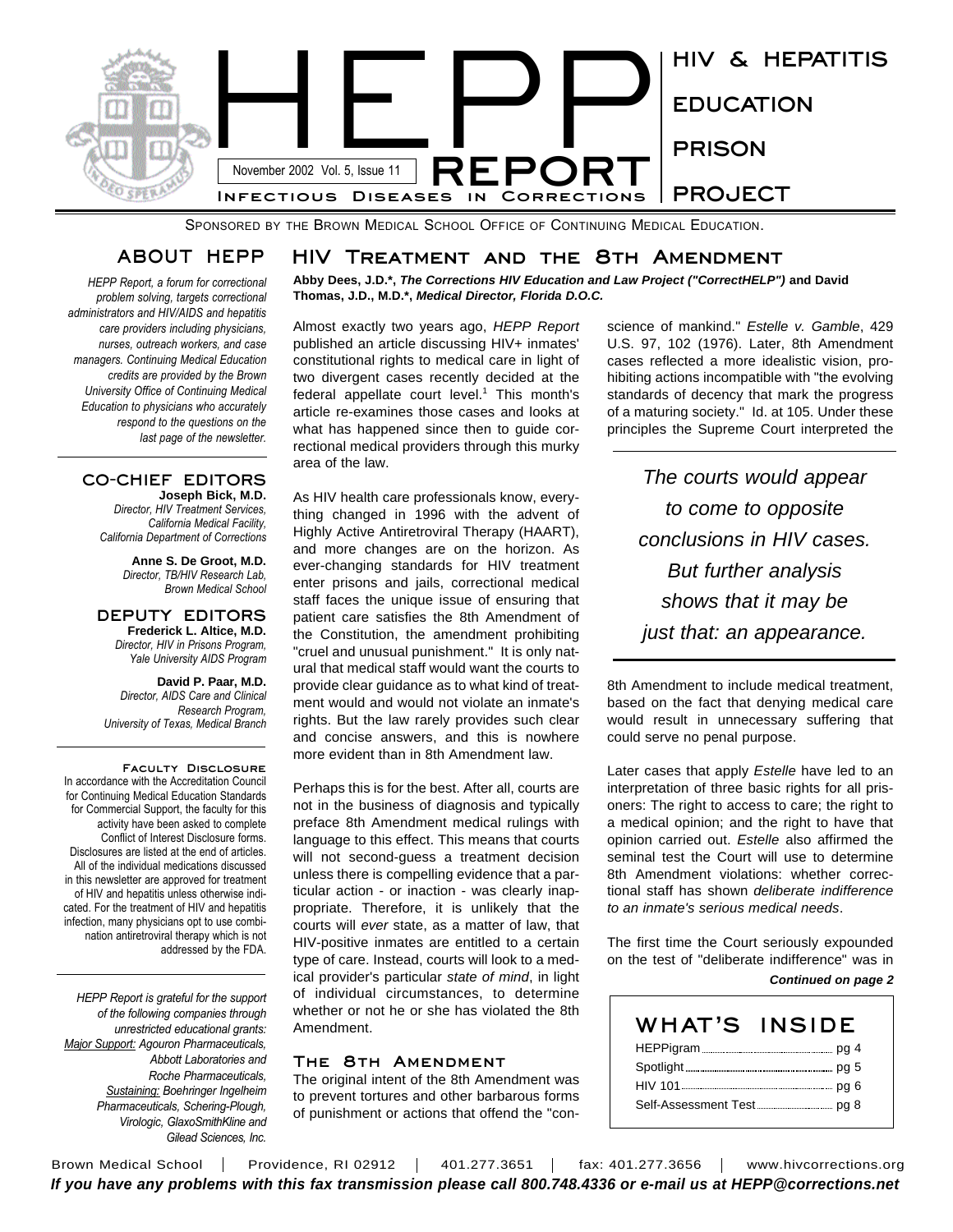# HEPP REPORT

**HIV & HEPATITIS EDUCATION PRISON PROJECT**

November 2002 Vol. 5, Issue 11

INFECTIOUS DISEASES IN CORRECTIONS

SPONSORED BY THE BROWN MEDICAL SCHOOL OFFICE OF CONTINUING MEDICAL EDUCATION.

## ABOUT HEPP

*HEPP Report, a forum for correctional problem solving, targets correctional administrators and HIV/AIDS and hepatitis care providers including physicians, nurses, outreach workers, and case managers. Continuing Medical Education credits are provided by the Brown University Office of Continuing Medical Education to physicians who accurately respond to the questions on the last page of the newsletter.*

### CO-CHIEF EDITORS

**Joseph Bick, M.D.**
*Director, HIV Treatment Services, California Medical Facility, California Department of Corrections*

**Anne S. De Groot, M.D.**
*Director, TB/HIV Research Lab, Brown Medical School*

### DEPUTY EDITORS

**Frederick L. Altice, M.D.**
*Director, HIV in Prisons Program, Yale University AIDS Program*

**David P. Paar, M.D.**
*Director, AIDS Care and Clinical Research Program, University of Texas, Medical Branch*

### FACULTY DISCLOSURE

In accordance with the Accreditation Council for Continuing Medical Education Standards for Commercial Support, the faculty for this activity have been asked to complete Conflict of Interest Disclosure forms. Disclosures are listed at the end of articles. All of the individual medications discussed in this newsletter are approved for treatment of HIV and hepatitis unless otherwise indicated. For the treatment of HIV and hepatitis infection, many physicians opt to use combination antiretroviral therapy which is not addressed by the FDA.

*HEPP Report is grateful for the support of the following companies through unrestricted educational grants: Major Support: Agouron Pharmaceuticals, Abbott Laboratories and Roche Pharmaceuticals, Sustaining: Boehringer Ingelheim Pharmaceuticals, Schering-Plough, Virologic, GlaxoSmithKline and Gilead Sciences, Inc.*

## HIV TREATMENT AND THE 8TH AMENDMENT

**Abby Dees, J.D.\*, *The Corrections HIV Education and Law Project ("CorrectHELP")* and David Thomas, J.D., M.D.\*, *Medical Director, Florida D.O.C.***

Almost exactly two years ago, *HEPP Report* published an article discussing HIV+ inmates' constitutional rights to medical care in light of two divergent cases recently decided at the federal appellate court level.[1] This month's article re-examines those cases and looks at what has happened since then to guide correctional medical providers through this murky area of the law.

As HIV health care professionals know, everything changed in 1996 with the advent of Highly Active Antiretroviral Therapy (HAART), and more changes are on the horizon. As ever-changing standards for HIV treatment enter prisons and jails, correctional medical staff faces the unique issue of ensuring that patient care satisfies the 8th Amendment of the Constitution, the amendment prohibiting "cruel and unusual punishment." It is only natural that medical staff would want the courts to provide clear guidance as to what kind of treatment would and would not violate an inmate's rights. But the law rarely provides such clear and concise answers, and this is nowhere more evident than in 8th Amendment law.

Perhaps this is for the best. After all, courts are not in the business of diagnosis and typically preface 8th Amendment medical rulings with language to this effect. This means that courts will not second-guess a treatment decision unless there is compelling evidence that a particular action - or inaction - was clearly inappropriate. Therefore, it is unlikely that the courts will *ever* state, as a matter of law, that HIV-positive inmates are entitled to a certain type of care. Instead, courts will look to a medical provider's particular *state of mind*, in light of individual circumstances, to determine whether or not he or she has violated the 8th Amendment.

### THE 8TH AMENDMENT

The original intent of the 8th Amendment was to prevent tortures and other barbarous forms of punishment or actions that offend the "conscience of mankind." *Estelle v. Gamble*, 429 U.S. 97, 102 (1976). Later, 8th Amendment cases reflected a more idealistic vision, prohibiting actions incompatible with "the evolving standards of decency that mark the progress of a maturing society." Id. at 105. Under these principles the Supreme Court interpreted the 8th Amendment to include medical treatment, based on the fact that denying medical care would result in unnecessary suffering that could serve no penal purpose.

> *The courts would appear to come to opposite conclusions in HIV cases. But further analysis shows that it may be just that: an appearance.*

Later cases that apply *Estelle* have led to an interpretation of three basic rights for all prisoners: The right to access to care; the right to a medical opinion; and the right to have that opinion carried out. *Estelle* also affirmed the seminal test the Court will use to determine 8th Amendment violations: whether correctional staff has shown *deliberate indifference to an inmate's serious medical needs*.

The first time the Court seriously expounded on the test of "deliberate indifference" was in

***Continued on page 2***

## WHAT'S INSIDE

| | |
|---|---|
| HEPPigram | pg 4 |
| Spotlight | pg 5 |
| HIV 101 | pg 6 |
| Self-Assessment Test | pg 8 |

Brown Medical School | Providence, RI 02912 | 401.277.3651 | fax: 401.277.3656 | www.hivcorrections.org

***If you have any problems with this fax transmission please call 800.748.4336 or e-mail us at HEPP@corrections.net***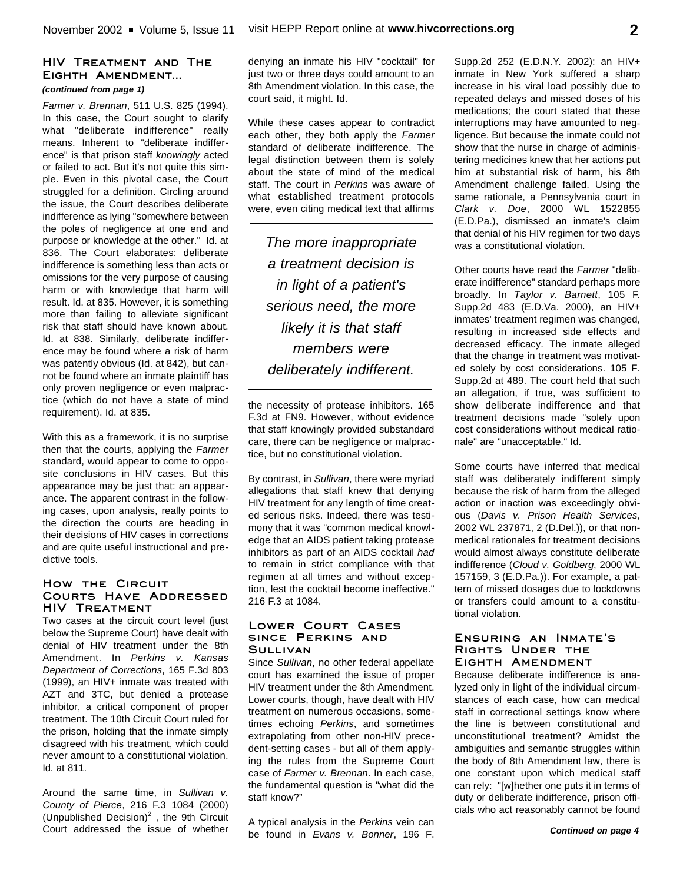## HIV Treatment and The Eighth Amendment...

*(continued from page 1)*

*Farmer v. Brennan*, 511 U.S. 825 (1994). In this case, the Court sought to clarify what "deliberate indifference" really means. Inherent to "deliberate indifference" is that prison staff *knowingly* acted or failed to act. But it's not quite this simple. Even in this pivotal case, the Court struggled for a definition. Circling around the issue, the Court describes deliberate indifference as lying "somewhere between the poles of negligence at one end and purpose or knowledge at the other." Id. at 836. The Court elaborates: deliberate indifference is something less than acts or omissions for the very purpose of causing harm or with knowledge that harm will result. Id. at 835. However, it is something more than failing to alleviate significant risk that staff should have known about. Id. at 838. Similarly, deliberate indifference may be found where a risk of harm was patently obvious (Id. at 842), but cannot be found where an inmate plaintiff has only proven negligence or even malpractice (which do not have a state of mind requirement). Id. at 835.

With this as a framework, it is no surprise then that the courts, applying the *Farmer* standard, would appear to come to opposite conclusions in HIV cases. But this appearance may be just that: an appearance. The apparent contrast in the following cases, upon analysis, really points to the direction the courts are heading in their decisions of HIV cases in corrections and are quite useful instructional and predictive tools.

### How the Circuit Courts Have Addressed HIV Treatment

Two cases at the circuit court level (just below the Supreme Court) have dealt with denial of HIV treatment under the 8th Amendment. In *Perkins v. Kansas Department of Corrections*, 165 F.3d 803 (1999), an HIV+ inmate was treated with AZT and 3TC, but denied a protease inhibitor, a critical component of proper treatment. The 10th Circuit Court ruled for the prison, holding that the inmate simply disagreed with his treatment, which could never amount to a constitutional violation. Id. at 811.

Around the same time, in *Sullivan v. County of Pierce*, 216 F.3 1084 (2000) (Unpublished Decision)[2], the 9th Circuit Court addressed the issue of whether denying an inmate his HIV "cocktail" for just two or three days could amount to an 8th Amendment violation. In this case, the court said, it might. Id.

While these cases appear to contradict each other, they both apply the *Farmer* standard of deliberate indifference. The legal distinction between them is solely about the state of mind of the medical staff. The court in *Perkins* was aware of what established treatment protocols were, even citing medical text that affirms the necessity of protease inhibitors. 165 F.3d at FN9. However, without evidence that staff knowingly provided substandard care, there can be negligence or malpractice, but no constitutional violation.

> *The more inappropriate a treatment decision is in light of a patient's serious need, the more likely it is that staff members were deliberately indifferent.*

By contrast, in *Sullivan*, there were myriad allegations that staff knew that denying HIV treatment for any length of time created serious risks. Indeed, there was testimony that it was "common medical knowledge that an AIDS patient taking protease inhibitors as part of an AIDS cocktail *had* to remain in strict compliance with that regimen at all times and without exception, lest the cocktail become ineffective." 216 F.3 at 1084.

### Lower Court Cases since Perkins and Sullivan

Since *Sullivan*, no other federal appellate court has examined the issue of proper HIV treatment under the 8th Amendment. Lower courts, though, have dealt with HIV treatment on numerous occasions, sometimes echoing *Perkins*, and sometimes extrapolating from other non-HIV precedent-setting cases - but all of them applying the rules from the Supreme Court case of *Farmer v. Brennan*. In each case, the fundamental question is "what did the staff know?"

A typical analysis in the *Perkins* vein can be found in *Evans v. Bonner*, 196 F. Supp.2d 252 (E.D.N.Y. 2002): an HIV+ inmate in New York suffered a sharp increase in his viral load possibly due to repeated delays and missed doses of his medications; the court stated that these interruptions may have amounted to negligence. But because the inmate could not show that the nurse in charge of administering medicines knew that her actions put him at substantial risk of harm, his 8th Amendment challenge failed. Using the same rationale, a Pennsylvania court in *Clark v. Doe*, 2000 WL 1522855 (E.D.Pa.), dismissed an inmate's claim that denial of his HIV regimen for two days was a constitutional violation.

Other courts have read the *Farmer* "deliberate indifference" standard perhaps more broadly. In *Taylor v. Barnett*, 105 F. Supp.2d 483 (E.D.Va. 2000), an HIV+ inmates' treatment regimen was changed, resulting in increased side effects and decreased efficacy. The inmate alleged that the change in treatment was motivated solely by cost considerations. 105 F. Supp.2d at 489. The court held that such an allegation, if true, was sufficient to show deliberate indifference and that treatment decisions made "solely upon cost considerations without medical rationale" are "unacceptable." Id.

Some courts have inferred that medical staff was deliberately indifferent simply because the risk of harm from the alleged action or inaction was exceedingly obvious (*Davis v. Prison Health Services*, 2002 WL 237871, 2 (D.Del.)), or that non-medical rationales for treatment decisions would almost always constitute deliberate indifference (*Cloud v. Goldberg*, 2000 WL 157159, 3 (E.D.Pa.)). For example, a pattern of missed dosages due to lockdowns or transfers could amount to a constitutional violation.

### Ensuring an Inmate's Rights Under the Eighth Amendment

Because deliberate indifference is analyzed only in light of the individual circumstances of each case, how can medical staff in correctional settings know where the line is between constitutional and unconstitutional treatment? Amidst the ambiguities and semantic struggles within the body of 8th Amendment law, there is one constant upon which medical staff can rely: "[w]hether one puts it in terms of duty or deliberate indifference, prison officials who act reasonably cannot be found

*Continued on page 4*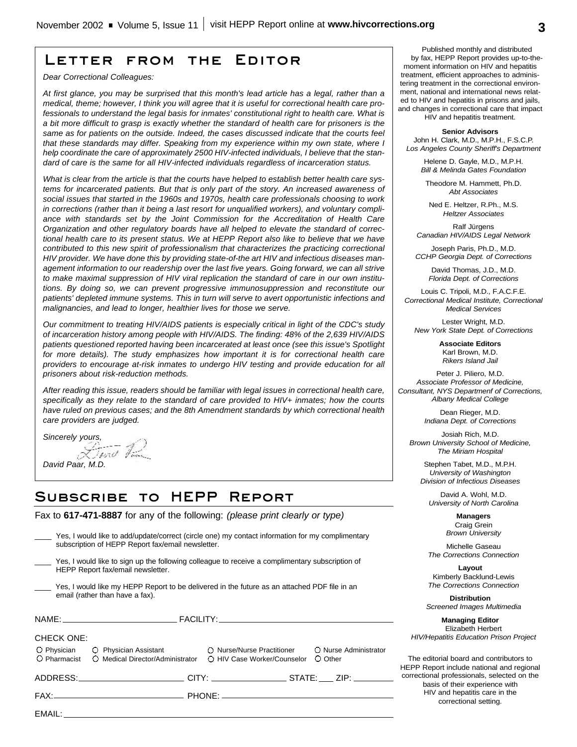# Letter from the Editor

*Dear Correctional Colleagues:*

*At first glance, you may be surprised that this month's lead article has a legal, rather than a medical, theme; however, I think you will agree that it is useful for correctional health care professionals to understand the legal basis for inmates' constitutional right to health care. What is a bit more difficult to grasp is exactly whether the standard of health care for prisoners is the same as for patients on the outside. Indeed, the cases discussed indicate that the courts feel that these standards may differ. Speaking from my experience within my own state, where I help coordinate the care of approximately 2500 HIV-infected individuals, I believe that the standard of care is the same for all HIV-infected individuals regardless of incarceration status.*

*What is clear from the article is that the courts have helped to establish better health care systems for incarcerated patients. But that is only part of the story. An increased awareness of social issues that started in the 1960s and 1970s, health care professionals choosing to work in corrections (rather than it being a last resort for unqualified workers), and voluntary compliance with standards set by the Joint Commission for the Accreditation of Health Care Organization and other regulatory boards have all helped to elevate the standard of correctional health care to its present status. We at HEPP Report also like to believe that we have contributed to this new spirit of professionalism that characterizes the practicing correctional HIV provider. We have done this by providing state-of-the art HIV and infectious diseases management information to our readership over the last five years. Going forward, we can all strive to make maximal suppression of HIV viral replication the standard of care in our own institutions. By doing so, we can prevent progressive immunosuppression and reconstitute our patients' depleted immune systems. This in turn will serve to avert opportunistic infections and malignancies, and lead to longer, healthier lives for those we serve.*

*Our commitment to treating HIV/AIDS patients is especially critical in light of the CDC's study of incarceration history among people with HIV/AIDS. The finding: 48% of the 2,639 HIV/AIDS patients questioned reported having been incarcerated at least once (see this issue's Spotlight for more details). The study emphasizes how important it is for correctional health care providers to encourage at-risk inmates to undergo HIV testing and provide education for all prisoners about risk-reduction methods.*

*After reading this issue, readers should be familiar with legal issues in correctional health care, specifically as they relate to the standard of care provided to HIV+ inmates; how the courts have ruled on previous cases; and the 8th Amendment standards by which correctional health care providers are judged.*

*Sincerely yours,*

*David Paar, M.D.*

# Subscribe to HEPP Report

Fax to **617-471-8887** for any of the following: *(please print clearly or type)*

____ Yes, I would like to add/update/correct (circle one) my contact information for my complimentary subscription of HEPP Report fax/email newsletter.

____ Yes, I would like to sign up the following colleague to receive a complimentary subscription of HEPP Report fax/email newsletter.

____ Yes, I would like my HEPP Report to be delivered in the future as an attached PDF file in an email (rather than have a fax).

NAME: ______________________ FACILITY: ______________________

CHECK ONE:

○ Physician ○ Physician Assistant ○ Nurse/Nurse Practitioner ○ Nurse Administrator
○ Pharmacist ○ Medical Director/Administrator ○ HIV Case Worker/Counselor ○ Other

ADDRESS: ______________________ CITY: ______________ STATE: ___ ZIP: ________

FAX: ______________________ PHONE: ______________________

EMAIL: ______________________

---

Published monthly and distributed by fax, HEPP Report provides up-to-the-moment information on HIV and hepatitis treatment, efficient approaches to administering treatment in the correctional environment, national and international news related to HIV and hepatitis in prisons and jails, and changes in correctional care that impact HIV and hepatitis treatment.

**Senior Advisors**

John H. Clark, M.D., M.P.H., F.S.C.P.
*Los Angeles County Sheriff's Department*

Helene D. Gayle, M.D., M.P.H.
*Bill & Melinda Gates Foundation*

Theodore M. Hammett, Ph.D.
*Abt Associates*

Ned E. Heltzer, R.Ph., M.S.
*Heltzer Associates*

Ralf Jürgens
*Canadian HIV/AIDS Legal Network*

Joseph Paris, Ph.D., M.D.
*CCHP Georgia Dept. of Corrections*

David Thomas, J.D., M.D.
*Florida Dept. of Corrections*

Louis C. Tripoli, M.D., F.A.C.F.E.
*Correctional Medical Institute, Correctional Medical Services*

Lester Wright, M.D.
*New York State Dept. of Corrections*

**Associate Editors**

Karl Brown, M.D.
*Rikers Island Jail*

Peter J. Piliero, M.D.
*Associate Professor of Medicine, Consultant, NYS Departmenf of Corrections, Albany Medical College*

Dean Rieger, M.D.
*Indiana Dept. of Corrections*

Josiah Rich, M.D.
*Brown University School of Medicine, The Miriam Hospital*

Stephen Tabet, M.D., M.P.H.
*University of Washington Division of Infectious Diseases*

David A. Wohl, M.D.
*University of North Carolina*

**Managers**

Craig Grein
*Brown University*

Michelle Gaseau
*The Corrections Connection*

**Layout**

Kimberly Backlund-Lewis
*The Corrections Connection*

**Distribution**

*Screened Images Multimedia*

**Managing Editor**

Elizabeth Herbert
*HIV/Hepatitis Education Prison Project*

The editorial board and contributors to HEPP Report include national and regional correctional professionals, selected on the basis of their experience with HIV and hepatitis care in the correctional setting.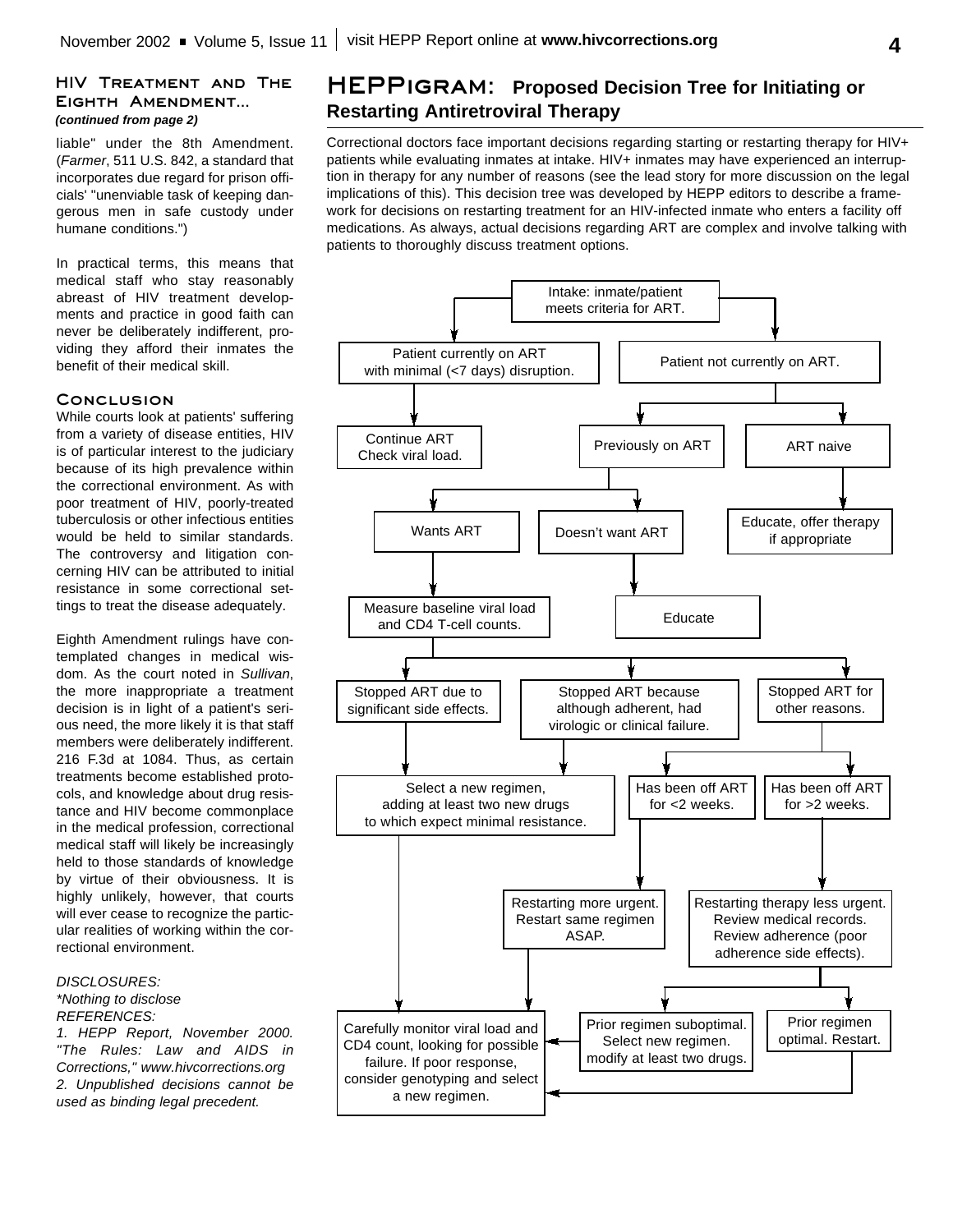### HIV Treatment and The Eighth Amendment...

***(continued from page 2)***

liable" under the 8th Amendment. (*Farmer*, 511 U.S. 842, a standard that incorporates due regard for prison officials' "unenviable task of keeping dangerous men in safe custody under humane conditions.")

In practical terms, this means that medical staff who stay reasonably abreast of HIV treatment developments and practice in good faith can never be deliberately indifferent, providing they afford their inmates the benefit of their medical skill.

### Conclusion

While courts look at patients' suffering from a variety of disease entities, HIV is of particular interest to the judiciary because of its high prevalence within the correctional environment. As with poor treatment of HIV, poorly-treated tuberculosis or other infectious entities would be held to similar standards. The controversy and litigation concerning HIV can be attributed to initial resistance in some correctional settings to treat the disease adequately.

Eighth Amendment rulings have contemplated changes in medical wisdom. As the court noted in *Sullivan*, the more inappropriate a treatment decision is in light of a patient's serious need, the more likely it is that staff members were deliberately indifferent. 216 F.3d at 1084. Thus, as certain treatments become established protocols, and knowledge about drug resistance and HIV become commonplace in the medical profession, correctional medical staff will likely be increasingly held to those standards of knowledge by virtue of their obviousness. It is highly unlikely, however, that courts will ever cease to recognize the particular realities of working within the correctional environment.

*DISCLOSURES:*
*\*Nothing to disclose*
*REFERENCES:*
*1. HEPP Report, November 2000. "The Rules: Law and AIDS in Corrections," www.hivcorrections.org*
*2. Unpublished decisions cannot be used as binding legal precedent.*

## HEPPigram: Proposed Decision Tree for Initiating or Restarting Antiretroviral Therapy

Correctional doctors face important decisions regarding starting or restarting therapy for HIV+ patients while evaluating inmates at intake. HIV+ inmates may have experienced an interruption in therapy for any number of reasons (see the lead story for more discussion on the legal implications of this). This decision tree was developed by HEPP editors to describe a framework for decisions on restarting treatment for an HIV-infected inmate who enters a facility off medications. As always, actual decisions regarding ART are complex and involve talking with patients to thoroughly discuss treatment options.

- Intake: inmate/patient meets criteria for ART.
  - Patient currently on ART with minimal (<7 days) disruption.
    - Continue ART. Check viral load.
  - Patient not currently on ART.
    - ART naive
      - Educate, offer therapy if appropriate
    - Previously on ART
      - Doesn't want ART
        - Educate
      - Wants ART
        - Measure baseline viral load and CD4 T-cell counts.
          - Stopped ART due to significant side effects. → Select a new regimen, adding at least two new drugs to which expect minimal resistance. → Carefully monitor viral load and CD4 count, looking for possible failure. If poor response, consider genotyping and select a new regimen.
          - Stopped ART because although adherent, had virologic or clinical failure. → Select a new regimen, adding at least two new drugs to which expect minimal resistance. → Carefully monitor viral load and CD4 count...
          - Stopped ART for other reasons.
            - Has been off ART for <2 weeks. → Restarting more urgent. Restart same regimen ASAP. → Carefully monitor viral load and CD4 count...
            - Has been off ART for >2 weeks. → Restarting therapy less urgent. Review medical records. Review adherence (poor adherence side effects).
              - Prior regimen suboptimal. Select new regimen. modify at least two drugs. → Carefully monitor viral load and CD4 count...
              - Prior regimen optimal. Restart. → Carefully monitor viral load and CD4 count...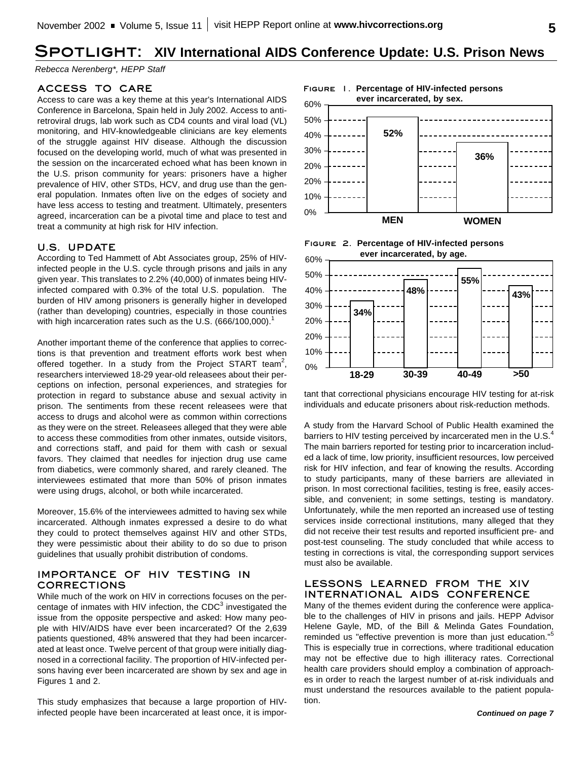# Spotlight: XIV International AIDS Conference Update: U.S. Prison News

*Rebecca Nerenberg\*, HEPP Staff*

## ACCESS TO CARE

Access to care was a key theme at this year's International AIDS Conference in Barcelona, Spain held in July 2002. Access to antiretroviral drugs, lab work such as CD4 counts and viral load (VL) monitoring, and HIV-knowledgeable clinicians are key elements of the struggle against HIV disease. Although the discussion focused on the developing world, much of what was presented in the session on the incarcerated echoed what has been known in the U.S. prison community for years: prisoners have a higher prevalence of HIV, other STDs, HCV, and drug use than the general population. Inmates often live on the edges of society and have less access to testing and treatment. Ultimately, presenters agreed, incarceration can be a pivotal time and place to test and treat a community at high risk for HIV infection.

## U.S. UPDATE

According to Ted Hammett of Abt Associates group, 25% of HIV-infected people in the U.S. cycle through prisons and jails in any given year. This translates to 2.2% (40,000) of inmates being HIV-infected compared with 0.3% of the total U.S. population. The burden of HIV among prisoners is generally higher in developed (rather than developing) countries, especially in those countries with high incarceration rates such as the U.S. (666/100,000).[1]

Another important theme of the conference that applies to corrections is that prevention and treatment efforts work best when offered together. In a study from the Project START team[2], researchers interviewed 18-29 year-old releasees about their perceptions on infection, personal experiences, and strategies for protection in regard to substance abuse and sexual activity in prison. The sentiments from these recent releasees were that access to drugs and alcohol were as common within corrections as they were on the street. Releasees alleged that they were able to access these commodities from other inmates, outside visitors, and corrections staff, and paid for them with cash or sexual favors. They claimed that needles for injection drug use came from diabetics, were commonly shared, and rarely cleaned. The interviewees estimated that more than 50% of prison inmates were using drugs, alcohol, or both while incarcerated.

Moreover, 15.6% of the interviewees admitted to having sex while incarcerated. Although inmates expressed a desire to do what they could to protect themselves against HIV and other STDs, they were pessimistic about their ability to do so due to prison guidelines that usually prohibit distribution of condoms.

## IMPORTANCE OF HIV TESTING IN CORRECTIONS

While much of the work on HIV in corrections focuses on the percentage of inmates with HIV infection, the CDC[3] investigated the issue from the opposite perspective and asked: How many people with HIV/AIDS have ever been incarcerated? Of the 2,639 patients questioned, 48% answered that they had been incarcerated at least once. Twelve percent of that group were initially diagnosed in a correctional facility. The proportion of HIV-infected persons having ever been incarcerated are shown by sex and age in Figures 1 and 2.

**Figure 1. Percentage of HIV-infected persons ever incarcerated, by sex.**

| Sex | Percentage |
|---|---|
| MEN | 52% |
| WOMEN | 36% |

**Figure 2. Percentage of HIV-infected persons ever incarcerated, by age.**

| Age | Percentage |
|---|---|
| 18-29 | 34% |
| 30-39 | 48% |
| 40-49 | 55% |
| >50 | 43% |

This study emphasizes that because a large proportion of HIV-infected people have been incarcerated at least once, it is important that correctional physicians encourage HIV testing for at-risk individuals and educate prisoners about risk-reduction methods.

A study from the Harvard School of Public Health examined the barriers to HIV testing perceived by incarcerated men in the U.S.[4] The main barriers reported for testing prior to incarceration included a lack of time, low priority, insufficient resources, low perceived risk for HIV infection, and fear of knowing the results. According to study participants, many of these barriers are alleviated in prison. In most correctional facilities, testing is free, easily accessible, and convenient; in some settings, testing is mandatory. Unfortunately, while the men reported an increased use of testing services inside correctional institutions, many alleged that they did not receive their test results and reported insufficient pre- and post-test counseling. The study concluded that while access to testing in corrections is vital, the corresponding support services must also be available.

## LESSONS LEARNED FROM THE XIV INTERNATIONAL AIDS CONFERENCE

Many of the themes evident during the conference were applicable to the challenges of HIV in prisons and jails. HEPP Advisor Helene Gayle, MD, of the Bill & Melinda Gates Foundation, reminded us "effective prevention is more than just education."[5] This is especially true in corrections, where traditional education may not be effective due to high illiteracy rates. Correctional health care providers should employ a combination of approaches in order to reach the largest number of at-risk individuals and must understand the resources available to the patient population.

***Continued on page 7***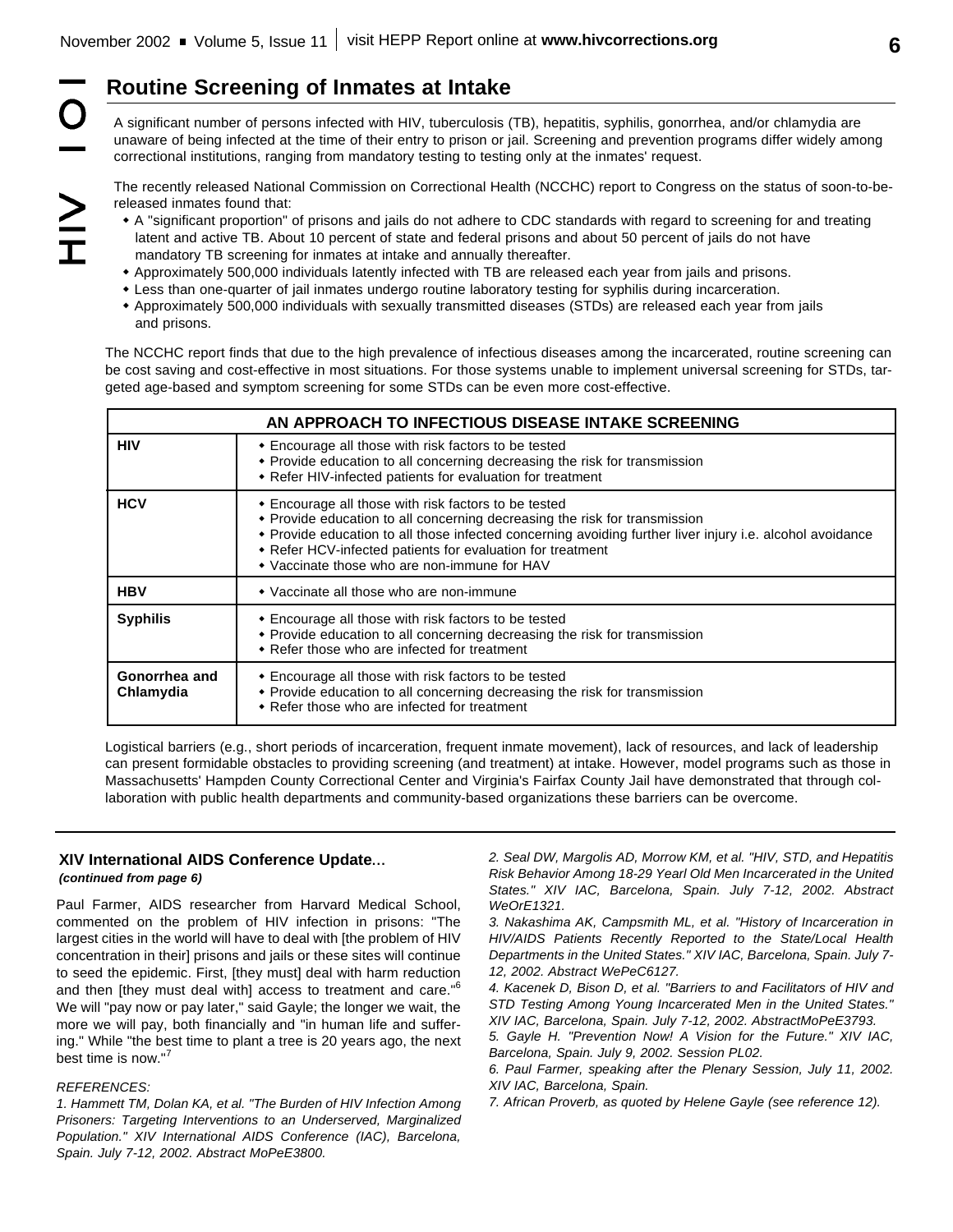## Routine Screening of Inmates at Intake

A significant number of persons infected with HIV, tuberculosis (TB), hepatitis, syphilis, gonorrhea, and/or chlamydia are unaware of being infected at the time of their entry to prison or jail. Screening and prevention programs differ widely among correctional institutions, ranging from mandatory testing to testing only at the inmates' request.

The recently released National Commission on Correctional Health (NCCHC) report to Congress on the status of soon-to-be-released inmates found that:

- A "significant proportion" of prisons and jails do not adhere to CDC standards with regard to screening for and treating latent and active TB. About 10 percent of state and federal prisons and about 50 percent of jails do not have mandatory TB screening for inmates at intake and annually thereafter.
- Approximately 500,000 individuals latently infected with TB are released each year from jails and prisons.
- Less than one-quarter of jail inmates undergo routine laboratory testing for syphilis during incarceration.
- Approximately 500,000 individuals with sexually transmitted diseases (STDs) are released each year from jails and prisons.

The NCCHC report finds that due to the high prevalence of infectious diseases among the incarcerated, routine screening can be cost saving and cost-effective in most situations. For those systems unable to implement universal screening for STDs, targeted age-based and symptom screening for some STDs can be even more cost-effective.

| AN APPROACH TO INFECTIOUS DISEASE INTAKE SCREENING | |
|---|---|
| **HIV** | • Encourage all those with risk factors to be tested<br>• Provide education to all concerning decreasing the risk for transmission<br>• Refer HIV-infected patients for evaluation for treatment |
| **HCV** | • Encourage all those with risk factors to be tested<br>• Provide education to all concerning decreasing the risk for transmission<br>• Provide education to all those infected concerning avoiding further liver injury i.e. alcohol avoidance<br>• Refer HCV-infected patients for evaluation for treatment<br>• Vaccinate those who are non-immune for HAV |
| **HBV** | • Vaccinate all those who are non-immune |
| **Syphilis** | • Encourage all those with risk factors to be tested<br>• Provide education to all concerning decreasing the risk for transmission<br>• Refer those who are infected for treatment |
| **Gonorrhea and Chlamydia** | • Encourage all those with risk factors to be tested<br>• Provide education to all concerning decreasing the risk for transmission<br>• Refer those who are infected for treatment |

Logistical barriers (e.g., short periods of incarceration, frequent inmate movement), lack of resources, and lack of leadership can present formidable obstacles to providing screening (and treatment) at intake. However, model programs such as those in Massachusetts' Hampden County Correctional Center and Virginia's Fairfax County Jail have demonstrated that through collaboration with public health departments and community-based organizations these barriers can be overcome.

---

### XIV International AIDS Conference Update...

***(continued from page 6)***

Paul Farmer, AIDS researcher from Harvard Medical School, commented on the problem of HIV infection in prisons: "The largest cities in the world will have to deal with [the problem of HIV concentration in their] prisons and jails or these sites will continue to seed the epidemic. First, [they must] deal with harm reduction and then [they must deal with] access to treatment and care."[6] We will "pay now or pay later," said Gayle; the longer we wait, the more we will pay, both financially and "in human life and suffering." While "the best time to plant a tree is 20 years ago, the next best time is now."[7]

*REFERENCES:*

*1. Hammett TM, Dolan KA, et al. "The Burden of HIV Infection Among Prisoners: Targeting Interventions to an Underserved, Marginalized Population." XIV International AIDS Conference (IAC), Barcelona, Spain. July 7-12, 2002. Abstract MoPeE3800.*

*2. Seal DW, Margolis AD, Morrow KM, et al. "HIV, STD, and Hepatitis Risk Behavior Among 18-29 Yearl Old Men Incarcerated in the United States." XIV IAC, Barcelona, Spain. July 7-12, 2002. Abstract WeOrE1321.*

*3. Nakashima AK, Campsmith ML, et al. "History of Incarceration in HIV/AIDS Patients Recently Reported to the State/Local Health Departments in the United States." XIV IAC, Barcelona, Spain. July 7-12, 2002. Abstract WePeC6127.*

*4. Kacenek D, Bison D, et al. "Barriers to and Facilitators of HIV and STD Testing Among Young Incarcerated Men in the United States." XIV IAC, Barcelona, Spain. July 7-12, 2002. AbstractMoPeE3793.*

*5. Gayle H. "Prevention Now! A Vision for the Future." XIV IAC, Barcelona, Spain. July 9, 2002. Session PL02.*

*6. Paul Farmer, speaking after the Plenary Session, July 11, 2002. XIV IAC, Barcelona, Spain.*

*7. African Proverb, as quoted by Helene Gayle (see reference 12).*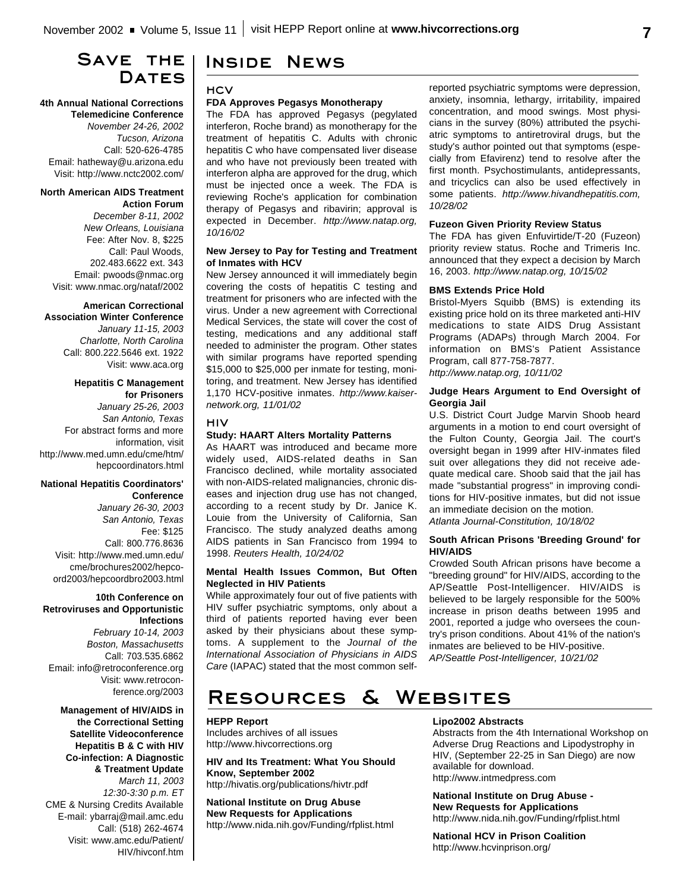## Save the Dates

**4th Annual National Corrections Telemedicine Conference**
*November 24-26, 2002*
*Tucson, Arizona*
Call: 520-626-4785
Email: hatheway@u.arizona.edu
Visit: http://www.nctc2002.com/

**North American AIDS Treatment Action Forum**
*December 8-11, 2002*
*New Orleans, Louisiana*
Fee: After Nov. 8, $225
Call: Paul Woods, 202.483.6622 ext. 343
Email: pwoods@nmac.org
Visit: www.nmac.org/nataf/2002

**American Correctional Association Winter Conference**
*January 11-15, 2003*
*Charlotte, North Carolina*
Call: 800.222.5646 ext. 1922
Visit: www.aca.org

**Hepatitis C Management for Prisoners**
*January 25-26, 2003*
*San Antonio, Texas*
For abstract forms and more information, visit http://www.med.umn.edu/cme/htm/hepcoordinators.html

**National Hepatitis Coordinators' Conference**
*January 26-30, 2003*
*San Antonio, Texas*
Fee: $125
Call: 800.776.8636
Visit: http://www.med.umn.edu/cme/brochures2002/hepcoord2003/hepcoordbro2003.html

**10th Conference on Retroviruses and Opportunistic Infections**
*February 10-14, 2003*
*Boston, Massachusetts*
Call: 703.535.6862
Email: info@retroconference.org
Visit: www.retroconference.org/2003

**Management of HIV/AIDS in the Correctional Setting Satellite Videoconference Hepatitis B & C with HIV Co-infection: A Diagnostic & Treatment Update**
*March 11, 2003*
*12:30-3:30 p.m. ET*
CME & Nursing Credits Available
E-mail: ybarraj@mail.amc.edu
Call: (518) 262-4674
Visit: www.amc.edu/Patient/HIV/hivconf.htm

## Inside News

### HCV

**FDA Approves Pegasys Monotherapy**

The FDA has approved Pegasys (pegylated interferon, Roche brand) as monotherapy for the treatment of hepatitis C. Adults with chronic hepatitis C who have compensated liver disease and who have not previously been treated with interferon alpha are approved for the drug, which must be injected once a week. The FDA is reviewing Roche's application for combination therapy of Pegasys and ribavirin; approval is expected in December. *http://www.natap.org, 10/16/02*

**New Jersey to Pay for Testing and Treatment of Inmates with HCV**

New Jersey announced it will immediately begin covering the costs of hepatitis C testing and treatment for prisoners who are infected with the virus. Under a new agreement with Correctional Medical Services, the state will cover the cost of testing, medications and any additional staff needed to administer the program. Other states with similar programs have reported spending $15,000 to $25,000 per inmate for testing, monitoring, and treatment. New Jersey has identified 1,170 HCV-positive inmates. *http://www.kaisernetwork.org, 11/01/02*

### HIV

**Study: HAART Alters Mortality Patterns**

As HAART was introduced and became more widely used, AIDS-related deaths in San Francisco declined, while mortality associated with non-AIDS-related malignancies, chronic diseases and injection drug use has not changed, according to a recent study by Dr. Janice K. Louie from the University of California, San Francisco. The study analyzed deaths among AIDS patients in San Francisco from 1994 to 1998. *Reuters Health, 10/24/02*

**Mental Health Issues Common, But Often Neglected in HIV Patients**

While approximately four out of five patients with HIV suffer psychiatric symptoms, only about a third of patients reported having ever been asked by their physicians about these symptoms. A supplement to the *Journal of the International Association of Physicians in AIDS Care* (IAPAC) stated that the most common self-reported psychiatric symptoms were depression, anxiety, insomnia, lethargy, irritability, impaired concentration, and mood swings. Most physicians in the survey (80%) attributed the psychiatric symptoms to antiretroviral drugs, but the study's author pointed out that symptoms (especially from Efavirenz) tend to resolve after the first month. Psychostimulants, antidepressants, and tricyclics can also be used effectively in some patients. *http://www.hivandhepatitis.com, 10/28/02*

**Fuzeon Given Priority Review Status**

The FDA has given Enfuvirtide/T-20 (Fuzeon) priority review status. Roche and Trimeris Inc. announced that they expect a decision by March 16, 2003. *http://www.natap.org, 10/15/02*

**BMS Extends Price Hold**

Bristol-Myers Squibb (BMS) is extending its existing price hold on its three marketed anti-HIV medications to state AIDS Drug Assistant Programs (ADAPs) through March 2004. For information on BMS's Patient Assistance Program, call 877-758-7877.
*http://www.natap.org, 10/11/02*

**Judge Hears Argument to End Oversight of Georgia Jail**

U.S. District Court Judge Marvin Shoob heard arguments in a motion to end court oversight of the Fulton County, Georgia Jail. The court's oversight began in 1999 after HIV-inmates filed suit over allegations they did not receive adequate medical care. Shoob said that the jail has made "substantial progress" in improving conditions for HIV-positive inmates, but did not issue an immediate decision on the motion.
*Atlanta Journal-Constitution, 10/18/02*

**South African Prisons 'Breeding Ground' for HIV/AIDS**

Crowded South African prisons have become a "breeding ground" for HIV/AIDS, according to the AP/Seattle Post-Intelligencer. HIV/AIDS is believed to be largely responsible for the 500% increase in prison deaths between 1995 and 2001, reported a judge who oversees the country's prison conditions. About 41% of the nation's inmates are believed to be HIV-positive.
*AP/Seattle Post-Intelligencer, 10/21/02*

## Resources & Websites

**HEPP Report**
Includes archives of all issues
http://www.hivcorrections.org

**HIV and Its Treatment: What You Should Know, September 2002**
http://hivatis.org/publications/hivtr.pdf

**National Institute on Drug Abuse New Requests for Applications**
http://www.nida.nih.gov/Funding/rfplist.html

**Lipo2002 Abstracts**
Abstracts from the 4th International Workshop on Adverse Drug Reactions and Lipodystrophy in HIV, (September 22-25 in San Diego) are now available for download.
http://www.intmedpress.com

**National Institute on Drug Abuse - New Requests for Applications**
http://www.nida.nih.gov/Funding/rfplist.html

**National HCV in Prison Coalition**
http://www.hcvinprison.org/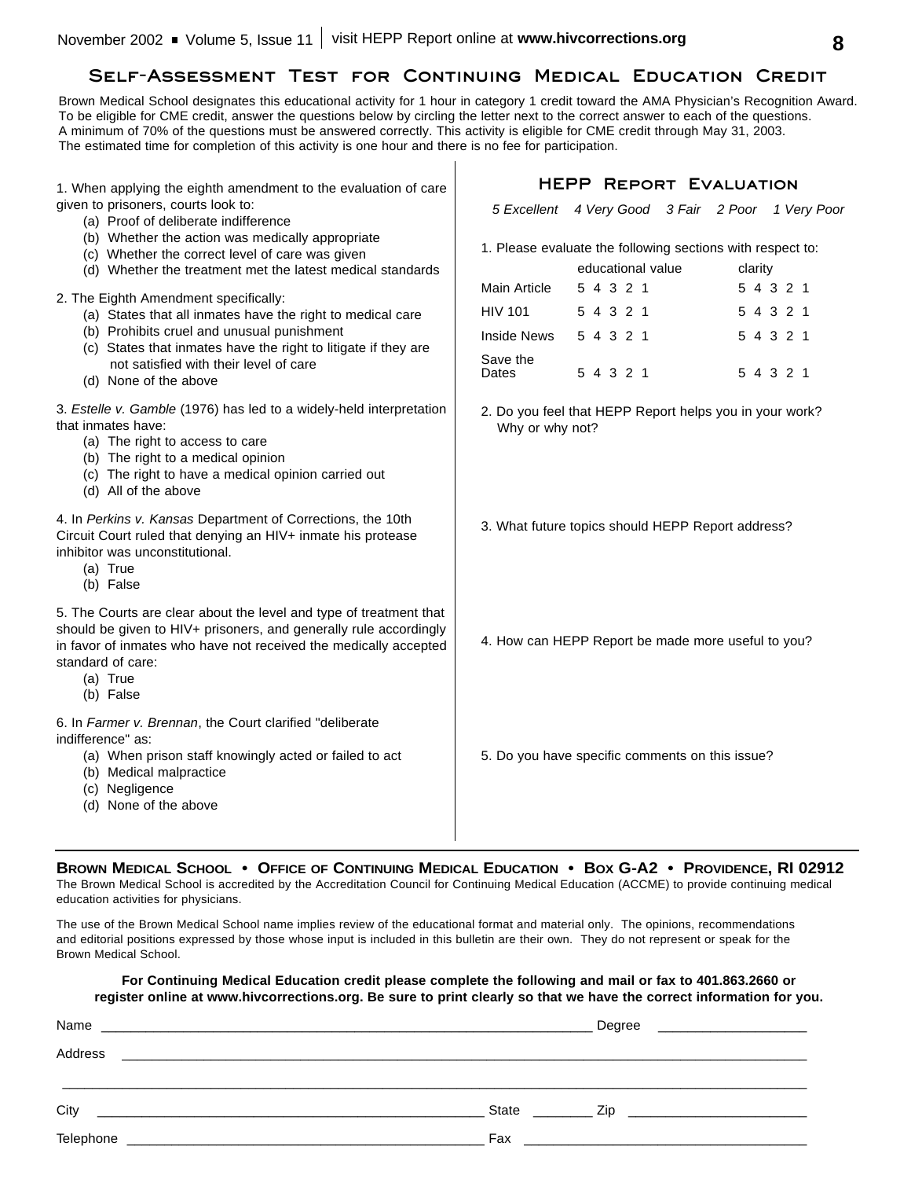# Self-Assessment Test for Continuing Medical Education Credit

Brown Medical School designates this educational activity for 1 hour in category 1 credit toward the AMA Physician's Recognition Award. To be eligible for CME credit, answer the questions below by circling the letter next to the correct answer to each of the questions. A minimum of 70% of the questions must be answered correctly. This activity is eligible for CME credit through May 31, 2003. The estimated time for completion of this activity is one hour and there is no fee for participation.

1. When applying the eighth amendment to the evaluation of care given to prisoners, courts look to:
    - (a) Proof of deliberate indifference
    - (b) Whether the action was medically appropriate
    - (c) Whether the correct level of care was given
    - (d) Whether the treatment met the latest medical standards

2. The Eighth Amendment specifically:
    - (a) States that all inmates have the right to medical care
    - (b) Prohibits cruel and unusual punishment
    - (c) States that inmates have the right to litigate if they are not satisfied with their level of care
    - (d) None of the above

3. *Estelle v. Gamble* (1976) has led to a widely-held interpretation that inmates have:
    - (a) The right to access to care
    - (b) The right to a medical opinion
    - (c) The right to have a medical opinion carried out
    - (d) All of the above

4. In *Perkins v. Kansas* Department of Corrections, the 10th Circuit Court ruled that denying an HIV+ inmate his protease inhibitor was unconstitutional.
    - (a) True
    - (b) False

5. The Courts are clear about the level and type of treatment that should be given to HIV+ prisoners, and generally rule accordingly in favor of inmates who have not received the medically accepted standard of care:
    - (a) True
    - (b) False

6. In *Farmer v. Brennan*, the Court clarified "deliberate indifference" as:
    - (a) When prison staff knowingly acted or failed to act
    - (b) Medical malpractice
    - (c) Negligence
    - (d) None of the above

## HEPP Report Evaluation

*5 Excellent 4 Very Good 3 Fair 2 Poor 1 Very Poor*

1. Please evaluate the following sections with respect to:

| | educational value | clarity |
|---|---|---|
| Main Article | 5 4 3 2 1 | 5 4 3 2 1 |
| HIV 101 | 5 4 3 2 1 | 5 4 3 2 1 |
| Inside News | 5 4 3 2 1 | 5 4 3 2 1 |
| Save the Dates | 5 4 3 2 1 | 5 4 3 2 1 |

2. Do you feel that HEPP Report helps you in your work? Why or why not?

3. What future topics should HEPP Report address?

4. How can HEPP Report be made more useful to you?

5. Do you have specific comments on this issue?

---

**Brown Medical School • Office of Continuing Medical Education • Box G-A2 • Providence, RI 02912**

The Brown Medical School is accredited by the Accreditation Council for Continuing Medical Education (ACCME) to provide continuing medical education activities for physicians.

The use of the Brown Medical School name implies review of the educational format and material only. The opinions, recommendations and editorial positions expressed by those whose input is included in this bulletin are their own. They do not represent or speak for the Brown Medical School.

**For Continuing Medical Education credit please complete the following and mail or fax to 401.863.2660 or register online at www.hivcorrections.org. Be sure to print clearly so that we have the correct information for you.**

Name ______________________________ Degree ____________

Address ______________________________________________

______________________________________________________

City ______________________ State ________ Zip ____________

Telephone ____________________ Fax ______________________